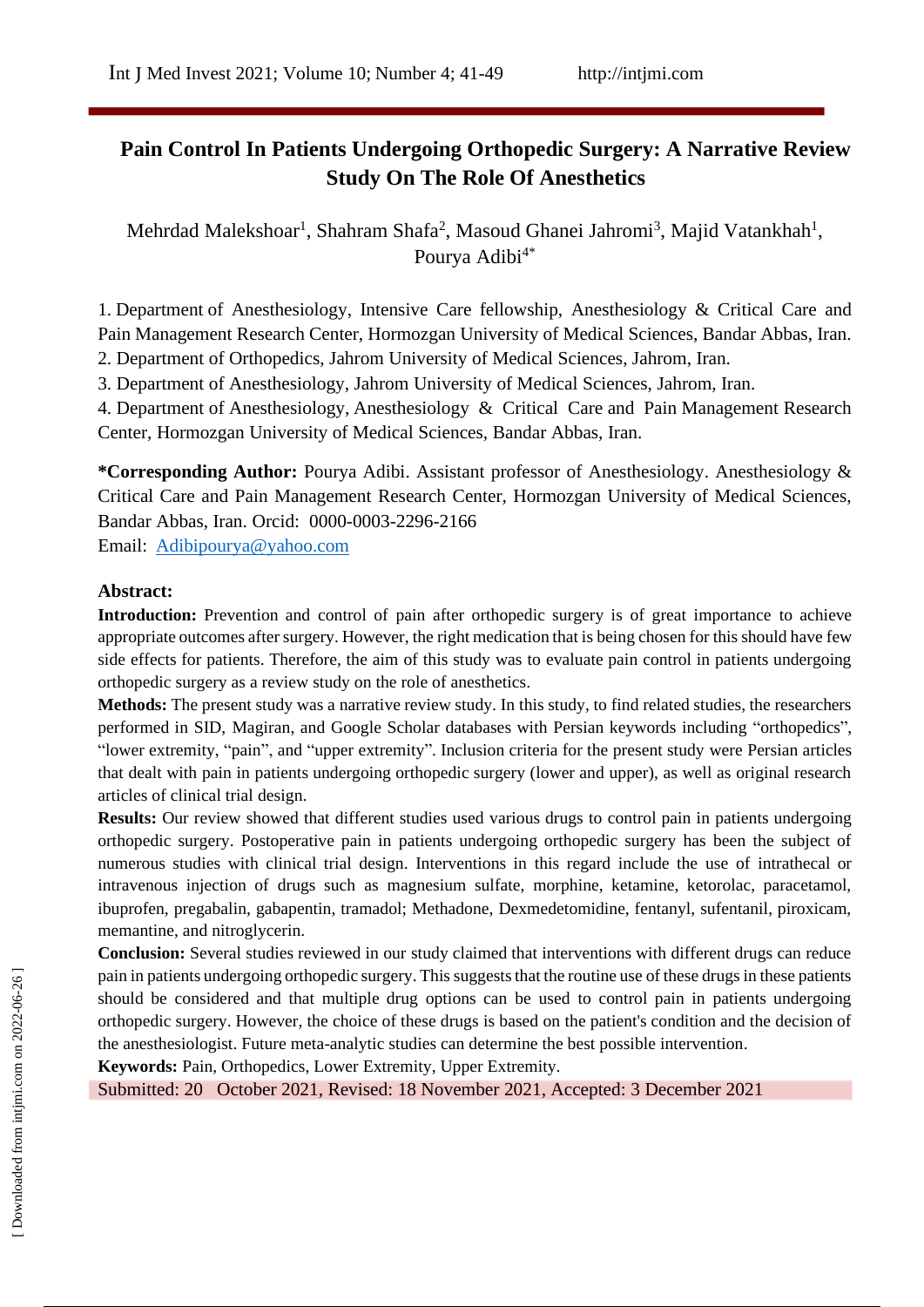# Pain Control In Patients Undergoing Orthopedic Surgery: A Narrative Review Study On The Role Of Anesthetics

Mehrdad Malekshoar[1], Shahram Shafa[2], Masoud Ghanei Jahromi[3], Majid Vatankhah[1], Pourya Adibi[4*]

1. Department of Anesthesiology, Intensive Care fellowship, Anesthesiology & Critical Care and Pain Management Research Center, Hormozgan University of Medical Sciences, Bandar Abbas, Iran.
2. Department of Orthopedics, Jahrom University of Medical Sciences, Jahrom, Iran.
3. Department of Anesthesiology, Jahrom University of Medical Sciences, Jahrom, Iran.
4. Department of Anesthesiology, Anesthesiology & Critical Care and Pain Management Research Center, Hormozgan University of Medical Sciences, Bandar Abbas, Iran.

**\*Corresponding Author:** Pourya Adibi. Assistant professor of Anesthesiology. Anesthesiology & Critical Care and Pain Management Research Center, Hormozgan University of Medical Sciences, Bandar Abbas, Iran. Orcid: 0000-0003-2296-2166
Email: Adibipourya@yahoo.com

## Abstract:

**Introduction:** Prevention and control of pain after orthopedic surgery is of great importance to achieve appropriate outcomes after surgery. However, the right medication that is being chosen for this should have few side effects for patients. Therefore, the aim of this study was to evaluate pain control in patients undergoing orthopedic surgery as a review study on the role of anesthetics.

**Methods:** The present study was a narrative review study. In this study, to find related studies, the researchers performed in SID, Magiran, and Google Scholar databases with Persian keywords including "orthopedics", "lower extremity, "pain", and "upper extremity". Inclusion criteria for the present study were Persian articles that dealt with pain in patients undergoing orthopedic surgery (lower and upper), as well as original research articles of clinical trial design.

**Results:** Our review showed that different studies used various drugs to control pain in patients undergoing orthopedic surgery. Postoperative pain in patients undergoing orthopedic surgery has been the subject of numerous studies with clinical trial design. Interventions in this regard include the use of intrathecal or intravenous injection of drugs such as magnesium sulfate, morphine, ketamine, ketorolac, paracetamol, ibuprofen, pregabalin, gabapentin, tramadol; Methadone, Dexmedetomidine, fentanyl, sufentanil, piroxicam, memantine, and nitroglycerin.

**Conclusion:** Several studies reviewed in our study claimed that interventions with different drugs can reduce pain in patients undergoing orthopedic surgery. This suggests that the routine use of these drugs in these patients should be considered and that multiple drug options can be used to control pain in patients undergoing orthopedic surgery. However, the choice of these drugs is based on the patient's condition and the decision of the anesthesiologist. Future meta-analytic studies can determine the best possible intervention.

**Keywords:** Pain, Orthopedics, Lower Extremity, Upper Extremity.

Submitted: 20 October 2021, Revised: 18 November 2021, Accepted: 3 December 2021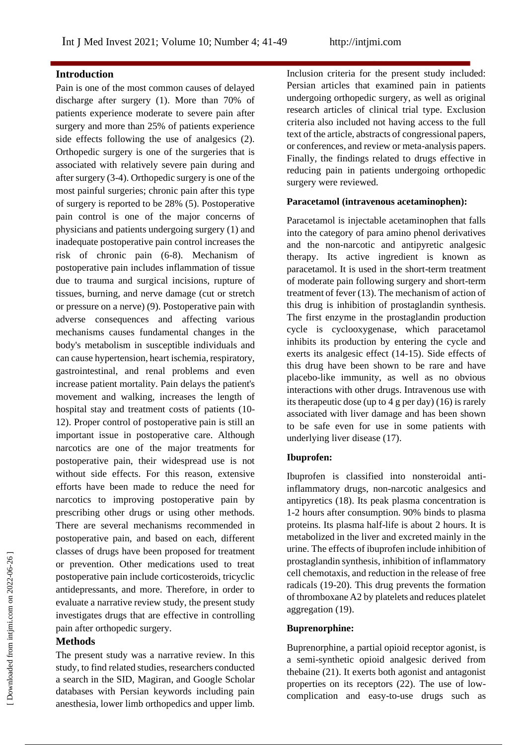## Introduction

Pain is one of the most common causes of delayed discharge after surgery (1). More than 70% of patients experience moderate to severe pain after surgery and more than 25% of patients experience side effects following the use of analgesics (2). Orthopedic surgery is one of the surgeries that is associated with relatively severe pain during and after surgery (3-4). Orthopedic surgery is one of the most painful surgeries; chronic pain after this type of surgery is reported to be 28% (5). Postoperative pain control is one of the major concerns of physicians and patients undergoing surgery (1) and inadequate postoperative pain control increases the risk of chronic pain (6-8). Mechanism of postoperative pain includes inflammation of tissue due to trauma and surgical incisions, rupture of tissues, burning, and nerve damage (cut or stretch or pressure on a nerve) (9). Postoperative pain with adverse consequences and affecting various mechanisms causes fundamental changes in the body's metabolism in susceptible individuals and can cause hypertension, heart ischemia, respiratory, gastrointestinal, and renal problems and even increase patient mortality. Pain delays the patient's movement and walking, increases the length of hospital stay and treatment costs of patients (10-12). Proper control of postoperative pain is still an important issue in postoperative care. Although narcotics are one of the major treatments for postoperative pain, their widespread use is not without side effects. For this reason, extensive efforts have been made to reduce the need for narcotics to improving postoperative pain by prescribing other drugs or using other methods. There are several mechanisms recommended in postoperative pain, and based on each, different classes of drugs have been proposed for treatment or prevention. Other medications used to treat postoperative pain include corticosteroids, tricyclic antidepressants, and more. Therefore, in order to evaluate a narrative review study, the present study investigates drugs that are effective in controlling pain after orthopedic surgery.

## Methods

The present study was a narrative review. In this study, to find related studies, researchers conducted a search in the SID, Magiran, and Google Scholar databases with Persian keywords including pain anesthesia, lower limb orthopedics and upper limb. Inclusion criteria for the present study included: Persian articles that examined pain in patients undergoing orthopedic surgery, as well as original research articles of clinical trial type. Exclusion criteria also included not having access to the full text of the article, abstracts of congressional papers, or conferences, and review or meta-analysis papers. Finally, the findings related to drugs effective in reducing pain in patients undergoing orthopedic surgery were reviewed.

**Paracetamol (intravenous acetaminophen):**

Paracetamol is injectable acetaminophen that falls into the category of para amino phenol derivatives and the non-narcotic and antipyretic analgesic therapy. Its active ingredient is known as paracetamol. It is used in the short-term treatment of moderate pain following surgery and short-term treatment of fever (13). The mechanism of action of this drug is inhibition of prostaglandin synthesis. The first enzyme in the prostaglandin production cycle is cyclooxygenase, which paracetamol inhibits its production by entering the cycle and exerts its analgesic effect (14-15). Side effects of this drug have been shown to be rare and have placebo-like immunity, as well as no obvious interactions with other drugs. Intravenous use with its therapeutic dose (up to 4 g per day) (16) is rarely associated with liver damage and has been shown to be safe even for use in some patients with underlying liver disease (17).

**Ibuprofen:**

Ibuprofen is classified into nonsteroidal anti-inflammatory drugs, non-narcotic analgesics and antipyretics (18). Its peak plasma concentration is 1-2 hours after consumption. 90% binds to plasma proteins. Its plasma half-life is about 2 hours. It is metabolized in the liver and excreted mainly in the urine. The effects of ibuprofen include inhibition of prostaglandin synthesis, inhibition of inflammatory cell chemotaxis, and reduction in the release of free radicals (19-20). This drug prevents the formation of thromboxane A2 by platelets and reduces platelet aggregation (19).

**Buprenorphine:**

Buprenorphine, a partial opioid receptor agonist, is a semi-synthetic opioid analgesic derived from thebaine (21). It exerts both agonist and antagonist properties on its receptors (22). The use of low-complication and easy-to-use drugs such as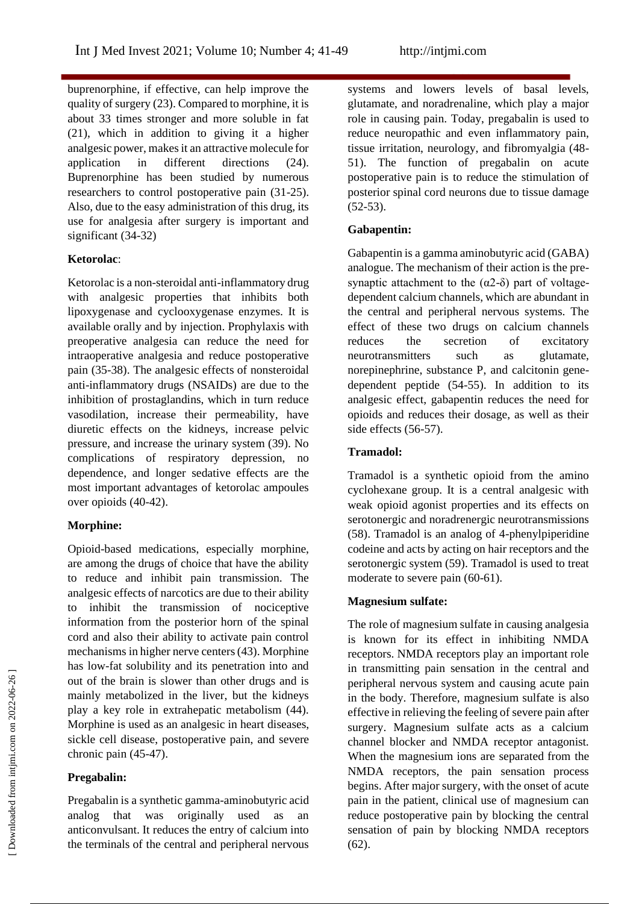buprenorphine, if effective, can help improve the quality of surgery (23). Compared to morphine, it is about 33 times stronger and more soluble in fat (21), which in addition to giving it a higher analgesic power, makes it an attractive molecule for application in different directions (24). Buprenorphine has been studied by numerous researchers to control postoperative pain (31-25). Also, due to the easy administration of this drug, its use for analgesia after surgery is important and significant (34-32)

**Ketorolac**:

Ketorolac is a non-steroidal anti-inflammatory drug with analgesic properties that inhibits both lipoxygenase and cyclooxygenase enzymes. It is available orally and by injection. Prophylaxis with preoperative analgesia can reduce the need for intraoperative analgesia and reduce postoperative pain (35-38). The analgesic effects of nonsteroidal anti-inflammatory drugs (NSAIDs) are due to the inhibition of prostaglandins, which in turn reduce vasodilation, increase their permeability, have diuretic effects on the kidneys, increase pelvic pressure, and increase the urinary system (39). No complications of respiratory depression, no dependence, and longer sedative effects are the most important advantages of ketorolac ampoules over opioids (40-42).

**Morphine:**

Opioid-based medications, especially morphine, are among the drugs of choice that have the ability to reduce and inhibit pain transmission. The analgesic effects of narcotics are due to their ability to inhibit the transmission of nociceptive information from the posterior horn of the spinal cord and also their ability to activate pain control mechanisms in higher nerve centers (43). Morphine has low-fat solubility and its penetration into and out of the brain is slower than other drugs and is mainly metabolized in the liver, but the kidneys play a key role in extrahepatic metabolism (44). Morphine is used as an analgesic in heart diseases, sickle cell disease, postoperative pain, and severe chronic pain (45-47).

**Pregabalin:**

Pregabalin is a synthetic gamma-aminobutyric acid analog that was originally used as an anticonvulsant. It reduces the entry of calcium into the terminals of the central and peripheral nervous systems and lowers levels of basal levels, glutamate, and noradrenaline, which play a major role in causing pain. Today, pregabalin is used to reduce neuropathic and even inflammatory pain, tissue irritation, neurology, and fibromyalgia (48-51). The function of pregabalin on acute postoperative pain is to reduce the stimulation of posterior spinal cord neurons due to tissue damage (52-53).

**Gabapentin:**

Gabapentin is a gamma aminobutyric acid (GABA) analogue. The mechanism of their action is the pre-synaptic attachment to the ($\alpha2$-$\delta$) part of voltage-dependent calcium channels, which are abundant in the central and peripheral nervous systems. The effect of these two drugs on calcium channels reduces the secretion of excitatory neurotransmitters such as glutamate, norepinephrine, substance P, and calcitonin gene-dependent peptide (54-55). In addition to its analgesic effect, gabapentin reduces the need for opioids and reduces their dosage, as well as their side effects (56-57).

**Tramadol:**

Tramadol is a synthetic opioid from the amino cyclohexane group. It is a central analgesic with weak opioid agonist properties and its effects on serotonergic and noradrenergic neurotransmissions (58). Tramadol is an analog of 4-phenylpiperidine codeine and acts by acting on hair receptors and the serotonergic system (59). Tramadol is used to treat moderate to severe pain (60-61).

**Magnesium sulfate:**

The role of magnesium sulfate in causing analgesia is known for its effect in inhibiting NMDA receptors. NMDA receptors play an important role in transmitting pain sensation in the central and peripheral nervous system and causing acute pain in the body. Therefore, magnesium sulfate is also effective in relieving the feeling of severe pain after surgery. Magnesium sulfate acts as a calcium channel blocker and NMDA receptor antagonist. When the magnesium ions are separated from the NMDA receptors, the pain sensation process begins. After major surgery, with the onset of acute pain in the patient, clinical use of magnesium can reduce postoperative pain by blocking the central sensation of pain by blocking NMDA receptors (62).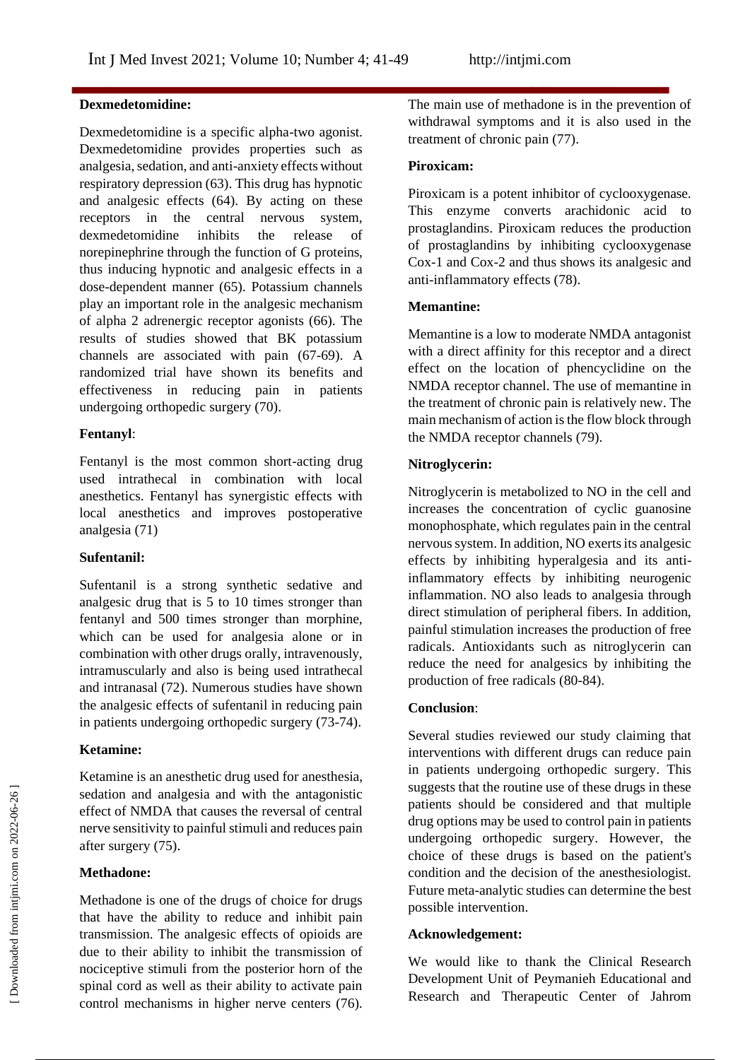**Dexmedetomidine:**

Dexmedetomidine is a specific alpha-two agonist. Dexmedetomidine provides properties such as analgesia, sedation, and anti-anxiety effects without respiratory depression (63). This drug has hypnotic and analgesic effects (64). By acting on these receptors in the central nervous system, dexmedetomidine inhibits the release of norepinephrine through the function of G proteins, thus inducing hypnotic and analgesic effects in a dose-dependent manner (65). Potassium channels play an important role in the analgesic mechanism of alpha 2 adrenergic receptor agonists (66). The results of studies showed that BK potassium channels are associated with pain (67-69). A randomized trial have shown its benefits and effectiveness in reducing pain in patients undergoing orthopedic surgery (70).

**Fentanyl**:

Fentanyl is the most common short-acting drug used intrathecal in combination with local anesthetics. Fentanyl has synergistic effects with local anesthetics and improves postoperative analgesia (71)

**Sufentanil:**

Sufentanil is a strong synthetic sedative and analgesic drug that is 5 to 10 times stronger than fentanyl and 500 times stronger than morphine, which can be used for analgesia alone or in combination with other drugs orally, intravenously, intramuscularly and also is being used intrathecal and intranasal (72). Numerous studies have shown the analgesic effects of sufentanil in reducing pain in patients undergoing orthopedic surgery (73-74).

**Ketamine:**

Ketamine is an anesthetic drug used for anesthesia, sedation and analgesia and with the antagonistic effect of NMDA that causes the reversal of central nerve sensitivity to painful stimuli and reduces pain after surgery (75).

**Methadone:**

Methadone is one of the drugs of choice for drugs that have the ability to reduce and inhibit pain transmission. The analgesic effects of opioids are due to their ability to inhibit the transmission of nociceptive stimuli from the posterior horn of the spinal cord as well as their ability to activate pain control mechanisms in higher nerve centers (76). The main use of methadone is in the prevention of withdrawal symptoms and it is also used in the treatment of chronic pain (77).

**Piroxicam:**

Piroxicam is a potent inhibitor of cyclooxygenase. This enzyme converts arachidonic acid to prostaglandins. Piroxicam reduces the production of prostaglandins by inhibiting cyclooxygenase Cox-1 and Cox-2 and thus shows its analgesic and anti-inflammatory effects (78).

**Memantine:**

Memantine is a low to moderate NMDA antagonist with a direct affinity for this receptor and a direct effect on the location of phencyclidine on the NMDA receptor channel. The use of memantine in the treatment of chronic pain is relatively new. The main mechanism of action is the flow block through the NMDA receptor channels (79).

**Nitroglycerin:**

Nitroglycerin is metabolized to NO in the cell and increases the concentration of cyclic guanosine monophosphate, which regulates pain in the central nervous system. In addition, NO exerts its analgesic effects by inhibiting hyperalgesia and its anti-inflammatory effects by inhibiting neurogenic inflammation. NO also leads to analgesia through direct stimulation of peripheral fibers. In addition, painful stimulation increases the production of free radicals. Antioxidants such as nitroglycerin can reduce the need for analgesics by inhibiting the production of free radicals (80-84).

**Conclusion**:

Several studies reviewed our study claiming that interventions with different drugs can reduce pain in patients undergoing orthopedic surgery. This suggests that the routine use of these drugs in these patients should be considered and that multiple drug options may be used to control pain in patients undergoing orthopedic surgery. However, the choice of these drugs is based on the patient's condition and the decision of the anesthesiologist. Future meta-analytic studies can determine the best possible intervention.

**Acknowledgement:**

We would like to thank the Clinical Research Development Unit of Peymanieh Educational and Research and Therapeutic Center of Jahrom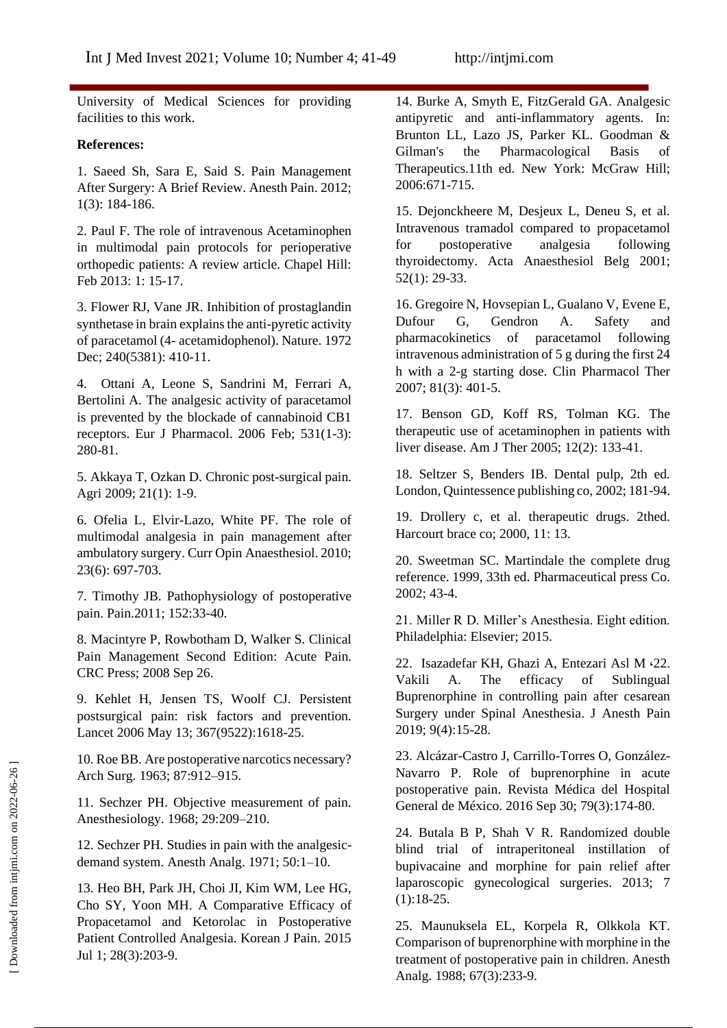University of Medical Sciences for providing facilities to this work.

**References:**

1. Saeed Sh, Sara E, Said S. Pain Management After Surgery: A Brief Review. Anesth Pain. 2012; 1(3): 184-186.

2. Paul F. The role of intravenous Acetaminophen in multimodal pain protocols for perioperative orthopedic patients: A review article. Chapel Hill: Feb 2013: 1: 15-17.

3. Flower RJ, Vane JR. Inhibition of prostaglandin synthetase in brain explains the anti-pyretic activity of paracetamol (4- acetamidophenol). Nature. 1972 Dec; 240(5381): 410-11.

4. Ottani A, Leone S, Sandrini M, Ferrari A, Bertolini A. The analgesic activity of paracetamol is prevented by the blockade of cannabinoid CB1 receptors. Eur J Pharmacol. 2006 Feb; 531(1-3): 280-81.

5. Akkaya T, Ozkan D. Chronic post-surgical pain. Agri 2009; 21(1): 1-9.

6. Ofelia L, Elvir-Lazo, White PF. The role of multimodal analgesia in pain management after ambulatory surgery. Curr Opin Anaesthesiol. 2010; 23(6): 697-703.

7. Timothy JB. Pathophysiology of postoperative pain. Pain.2011; 152:33-40.

8. Macintyre P, Rowbotham D, Walker S. Clinical Pain Management Second Edition: Acute Pain. CRC Press; 2008 Sep 26.

9. Kehlet H, Jensen TS, Woolf CJ. Persistent postsurgical pain: risk factors and prevention. Lancet 2006 May 13; 367(9522):1618-25.

10. Roe BB. Are postoperative narcotics necessary? Arch Surg. 1963; 87:912–915.

11. Sechzer PH. Objective measurement of pain. Anesthesiology. 1968; 29:209–210.

12. Sechzer PH. Studies in pain with the analgesic-demand system. Anesth Analg. 1971; 50:1–10.

13. Heo BH, Park JH, Choi JI, Kim WM, Lee HG, Cho SY, Yoon MH. A Comparative Efficacy of Propacetamol and Ketorolac in Postoperative Patient Controlled Analgesia. Korean J Pain. 2015 Jul 1; 28(3):203-9.

14. Burke A, Smyth E, FitzGerald GA. Analgesic antipyretic and anti-inflammatory agents. In: Brunton LL, Lazo JS, Parker KL. Goodman & Gilman's the Pharmacological Basis of Therapeutics.11th ed. New York: McGraw Hill; 2006:671-715.

15. Dejonckheere M, Desjeux L, Deneu S, et al. Intravenous tramadol compared to propacetamol for postoperative analgesia following thyroidectomy. Acta Anaesthesiol Belg 2001; 52(1): 29-33.

16. Gregoire N, Hovsepian L, Gualano V, Evene E, Dufour G, Gendron A. Safety and pharmacokinetics of paracetamol following intravenous administration of 5 g during the first 24 h with a 2-g starting dose. Clin Pharmacol Ther 2007; 81(3): 401-5.

17. Benson GD, Koff RS, Tolman KG. The therapeutic use of acetaminophen in patients with liver disease. Am J Ther 2005; 12(2): 133-41.

18. Seltzer S, Benders IB. Dental pulp, 2th ed. London, Quintessence publishing co, 2002; 181-94.

19. Drollery c, et al. therapeutic drugs. 2thed. Harcourt brace co; 2000, 11: 13.

20. Sweetman SC. Martindale the complete drug reference. 1999, 33th ed. Pharmaceutical press Co. 2002; 43-4.

21. Miller R D. Miller's Anesthesia. Eight edition. Philadelphia: Elsevier; 2015.

22. Isazadefar KH, Ghazi A, Entezari Asl M ،22. Vakili A. The efficacy of Sublingual Buprenorphine in controlling pain after cesarean Surgery under Spinal Anesthesia. J Anesth Pain 2019; 9(4):15-28.

23. Alcázar-Castro J, Carrillo-Torres O, González-Navarro P. Role of buprenorphine in acute postoperative pain. Revista Médica del Hospital General de México. 2016 Sep 30; 79(3):174-80.

24. Butala B P, Shah V R. Randomized double blind trial of intraperitoneal instillation of bupivacaine and morphine for pain relief after laparoscopic gynecological surgeries. 2013; 7 (1):18-25.

25. Maunuksela EL, Korpela R, Olkkola KT. Comparison of buprenorphine with morphine in the treatment of postoperative pain in children. Anesth Analg. 1988; 67(3):233-9.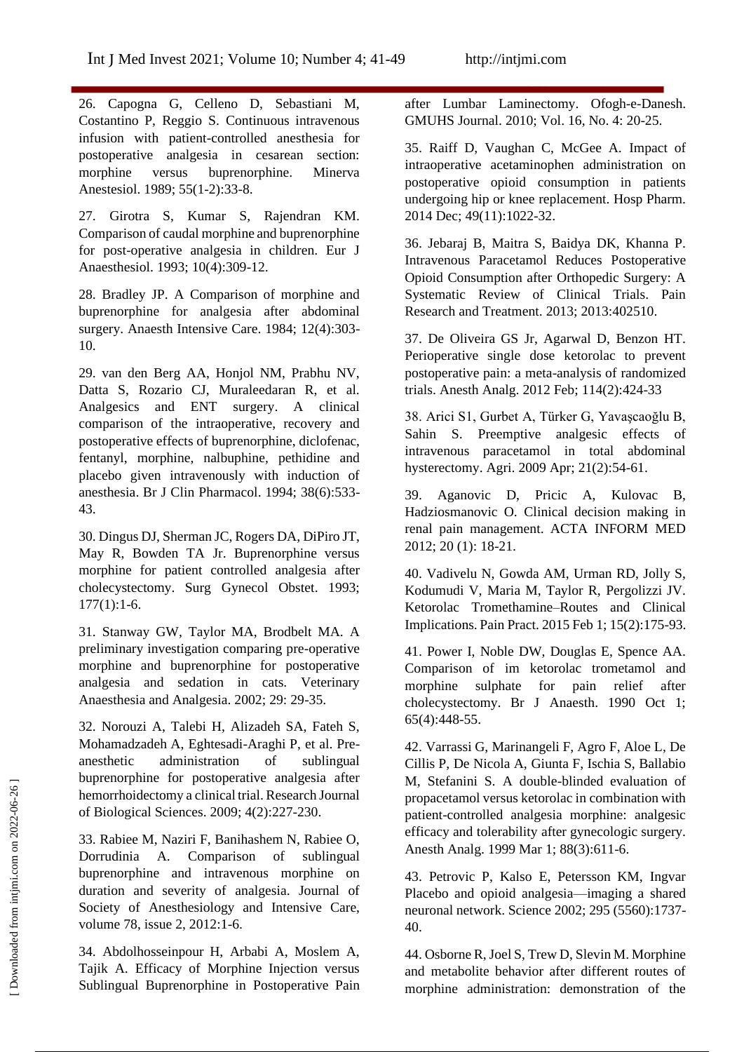26. Capogna G, Celleno D, Sebastiani M, Costantino P, Reggio S. Continuous intravenous infusion with patient-controlled anesthesia for postoperative analgesia in cesarean section: morphine versus buprenorphine. Minerva Anestesiol. 1989; 55(1-2):33-8.

27. Girotra S, Kumar S, Rajendran KM. Comparison of caudal morphine and buprenorphine for post-operative analgesia in children. Eur J Anaesthesiol. 1993; 10(4):309-12.

28. Bradley JP. A Comparison of morphine and buprenorphine for analgesia after abdominal surgery. Anaesth Intensive Care. 1984; 12(4):303-10.

29. van den Berg AA, Honjol NM, Prabhu NV, Datta S, Rozario CJ, Muraleedaran R, et al. Analgesics and ENT surgery. A clinical comparison of the intraoperative, recovery and postoperative effects of buprenorphine, diclofenac, fentanyl, morphine, nalbuphine, pethidine and placebo given intravenously with induction of anesthesia. Br J Clin Pharmacol. 1994; 38(6):533-43.

30. Dingus DJ, Sherman JC, Rogers DA, DiPiro JT, May R, Bowden TA Jr. Buprenorphine versus morphine for patient controlled analgesia after cholecystectomy. Surg Gynecol Obstet. 1993; 177(1):1-6.

31. Stanway GW, Taylor MA, Brodbelt MA. A preliminary investigation comparing pre-operative morphine and buprenorphine for postoperative analgesia and sedation in cats. Veterinary Anaesthesia and Analgesia. 2002; 29: 29-35.

32. Norouzi A, Talebi H, Alizadeh SA, Fateh S, Mohamadzadeh A, Eghtesadi-Araghi P, et al. Pre-anesthetic administration of sublingual buprenorphine for postoperative analgesia after hemorrhoidectomy a clinical trial. Research Journal of Biological Sciences. 2009; 4(2):227-230.

33. Rabiee M, Naziri F, Banihashem N, Rabiee O, Dorrudinia A. Comparison of sublingual buprenorphine and intravenous morphine on duration and severity of analgesia. Journal of Society of Anesthesiology and Intensive Care, volume 78, issue 2, 2012:1-6.

34. Abdolhosseinpour H, Arbabi A, Moslem A, Tajik A. Efficacy of Morphine Injection versus Sublingual Buprenorphine in Postoperative Pain after Lumbar Laminectomy. Ofogh-e-Danesh. GMUHS Journal. 2010; Vol. 16, No. 4: 20-25.

35. Raiff D, Vaughan C, McGee A. Impact of intraoperative acetaminophen administration on postoperative opioid consumption in patients undergoing hip or knee replacement. Hosp Pharm. 2014 Dec; 49(11):1022-32.

36. Jebaraj B, Maitra S, Baidya DK, Khanna P. Intravenous Paracetamol Reduces Postoperative Opioid Consumption after Orthopedic Surgery: A Systematic Review of Clinical Trials. Pain Research and Treatment. 2013; 2013:402510.

37. De Oliveira GS Jr, Agarwal D, Benzon HT. Perioperative single dose ketorolac to prevent postoperative pain: a meta-analysis of randomized trials. Anesth Analg. 2012 Feb; 114(2):424-33

38. Arici S1, Gurbet A, Türker G, Yavaşcaoğlu B, Sahin S. Preemptive analgesic effects of intravenous paracetamol in total abdominal hysterectomy. Agri. 2009 Apr; 21(2):54-61.

39. Aganovic D, Pricic A, Kulovac B, Hadziosmanovic O. Clinical decision making in renal pain management. ACTA INFORM MED 2012; 20 (1): 18-21.

40. Vadivelu N, Gowda AM, Urman RD, Jolly S, Kodumudi V, Maria M, Taylor R, Pergolizzi JV. Ketorolac Tromethamine–Routes and Clinical Implications. Pain Pract. 2015 Feb 1; 15(2):175-93.

41. Power I, Noble DW, Douglas E, Spence AA. Comparison of im ketorolac trometamol and morphine sulphate for pain relief after cholecystectomy. Br J Anaesth. 1990 Oct 1; 65(4):448-55.

42. Varrassi G, Marinangeli F, Agro F, Aloe L, De Cillis P, De Nicola A, Giunta F, Ischia S, Ballabio M, Stefanini S. A double-blinded evaluation of propacetamol versus ketorolac in combination with patient-controlled analgesia morphine: analgesic efficacy and tolerability after gynecologic surgery. Anesth Analg. 1999 Mar 1; 88(3):611-6.

43. Petrovic P, Kalso E, Petersson KM, Ingvar Placebo and opioid analgesia—imaging a shared neuronal network. Science 2002; 295 (5560):1737-40.

44. Osborne R, Joel S, Trew D, Slevin M. Morphine and metabolite behavior after different routes of morphine administration: demonstration of the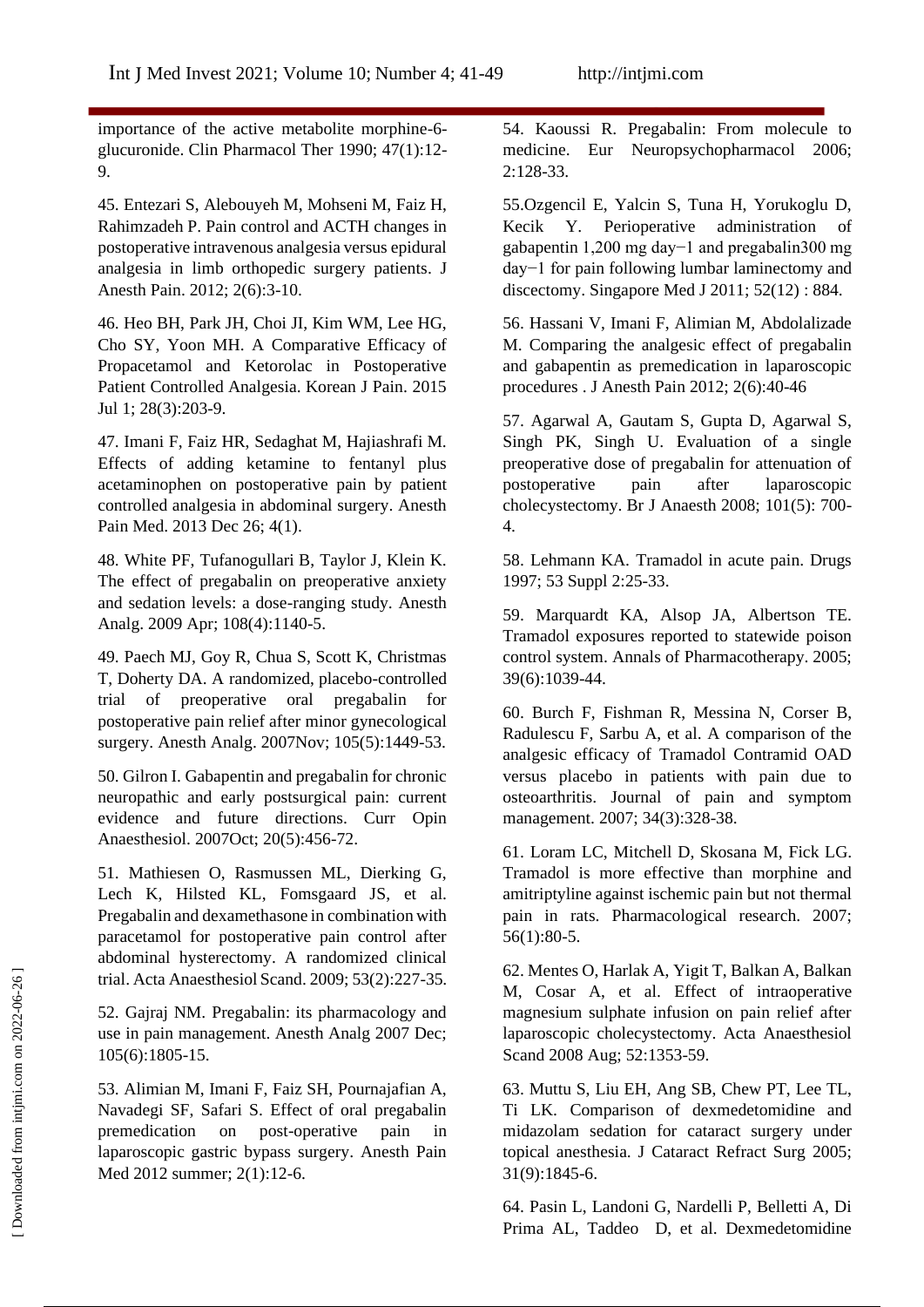importance of the active metabolite morphine-6-glucuronide. Clin Pharmacol Ther 1990; 47(1):12-9.

45. Entezari S, Alebouyeh M, Mohseni M, Faiz H, Rahimzadeh P. Pain control and ACTH changes in postoperative intravenous analgesia versus epidural analgesia in limb orthopedic surgery patients. J Anesth Pain. 2012; 2(6):3-10.

46. Heo BH, Park JH, Choi JI, Kim WM, Lee HG, Cho SY, Yoon MH. A Comparative Efficacy of Propacetamol and Ketorolac in Postoperative Patient Controlled Analgesia. Korean J Pain. 2015 Jul 1; 28(3):203-9.

47. Imani F, Faiz HR, Sedaghat M, Hajiashrafi M. Effects of adding ketamine to fentanyl plus acetaminophen on postoperative pain by patient controlled analgesia in abdominal surgery. Anesth Pain Med. 2013 Dec 26; 4(1).

48. White PF, Tufanogullari B, Taylor J, Klein K. The effect of pregabalin on preoperative anxiety and sedation levels: a dose-ranging study. Anesth Analg. 2009 Apr; 108(4):1140-5.

49. Paech MJ, Goy R, Chua S, Scott K, Christmas T, Doherty DA. A randomized, placebo-controlled trial of preoperative oral pregabalin for postoperative pain relief after minor gynecological surgery. Anesth Analg. 2007Nov; 105(5):1449-53.

50. Gilron I. Gabapentin and pregabalin for chronic neuropathic and early postsurgical pain: current evidence and future directions. Curr Opin Anaesthesiol. 2007Oct; 20(5):456-72.

51. Mathiesen O, Rasmussen ML, Dierking G, Lech K, Hilsted KL, Fomsgaard JS, et al. Pregabalin and dexamethasone in combination with paracetamol for postoperative pain control after abdominal hysterectomy. A randomized clinical trial. Acta Anaesthesiol Scand. 2009; 53(2):227-35.

52. Gajraj NM. Pregabalin: its pharmacology and use in pain management. Anesth Analg 2007 Dec; 105(6):1805-15.

53. Alimian M, Imani F, Faiz SH, Pournajafian A, Navadegi SF, Safari S. Effect of oral pregabalin premedication on post-operative pain in laparoscopic gastric bypass surgery. Anesth Pain Med 2012 summer; 2(1):12-6.

54. Kaoussi R. Pregabalin: From molecule to medicine. Eur Neuropsychopharmacol 2006; 2:128-33.

55.Ozgencil E, Yalcin S, Tuna H, Yorukoglu D, Kecik Y. Perioperative administration of gabapentin 1,200 mg day−1 and pregabalin300 mg day−1 for pain following lumbar laminectomy and discectomy. Singapore Med J 2011; 52(12) : 884.

56. Hassani V, Imani F, Alimian M, Abdolalizade M. Comparing the analgesic effect of pregabalin and gabapentin as premedication in laparoscopic procedures . J Anesth Pain 2012; 2(6):40-46

57. Agarwal A, Gautam S, Gupta D, Agarwal S, Singh PK, Singh U. Evaluation of a single preoperative dose of pregabalin for attenuation of postoperative pain after laparoscopic cholecystectomy. Br J Anaesth 2008; 101(5): 700-4.

58. Lehmann KA. Tramadol in acute pain. Drugs 1997; 53 Suppl 2:25-33.

59. Marquardt KA, Alsop JA, Albertson TE. Tramadol exposures reported to statewide poison control system. Annals of Pharmacotherapy. 2005; 39(6):1039-44.

60. Burch F, Fishman R, Messina N, Corser B, Radulescu F, Sarbu A, et al. A comparison of the analgesic efficacy of Tramadol Contramid OAD versus placebo in patients with pain due to osteoarthritis. Journal of pain and symptom management. 2007; 34(3):328-38.

61. Loram LC, Mitchell D, Skosana M, Fick LG. Tramadol is more effective than morphine and amitriptyline against ischemic pain but not thermal pain in rats. Pharmacological research. 2007; 56(1):80-5.

62. Mentes O, Harlak A, Yigit T, Balkan A, Balkan M, Cosar A, et al. Effect of intraoperative magnesium sulphate infusion on pain relief after laparoscopic cholecystectomy. Acta Anaesthesiol Scand 2008 Aug; 52:1353-59.

63. Muttu S, Liu EH, Ang SB, Chew PT, Lee TL, Ti LK. Comparison of dexmedetomidine and midazolam sedation for cataract surgery under topical anesthesia. J Cataract Refract Surg 2005; 31(9):1845-6.

64. Pasin L, Landoni G, Nardelli P, Belletti A, Di Prima AL, Taddeo D, et al. Dexmedetomidine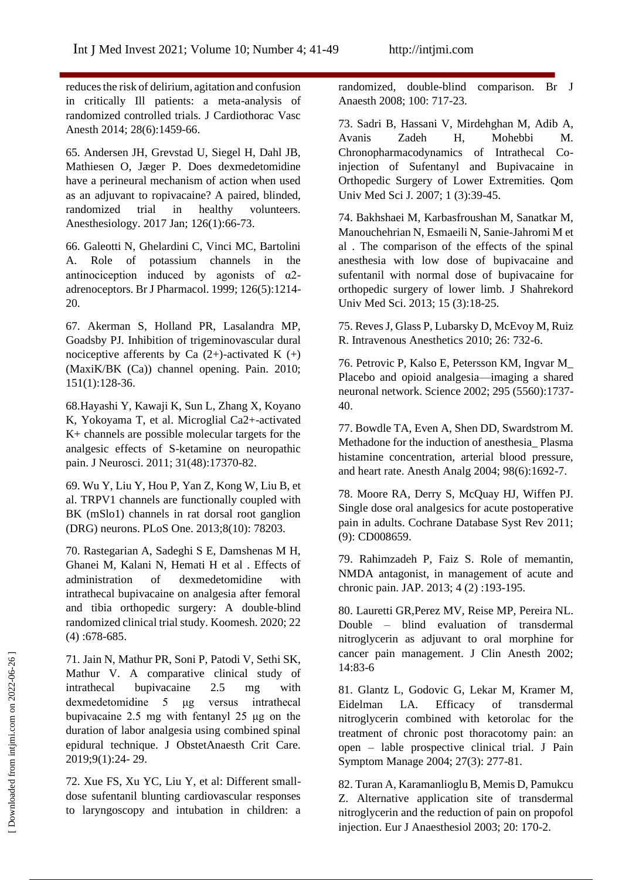reduces the risk of delirium, agitation and confusion in critically Ill patients: a meta-analysis of randomized controlled trials. J Cardiothorac Vasc Anesth 2014; 28(6):1459-66.

65. Andersen JH, Grevstad U, Siegel H, Dahl JB, Mathiesen O, Jæger P. Does dexmedetomidine have a perineural mechanism of action when used as an adjuvant to ropivacaine? A paired, blinded, randomized trial in healthy volunteers. Anesthesiology. 2017 Jan; 126(1):66-73.

66. Galeotti N, Ghelardini C, Vinci MC, Bartolini A. Role of potassium channels in the antinociception induced by agonists of α2-adrenoceptors. Br J Pharmacol. 1999; 126(5):1214-20.

67. Akerman S, Holland PR, Lasalandra MP, Goadsby PJ. Inhibition of trigeminovascular dural nociceptive afferents by Ca (2+)-activated K (+) (MaxiK/BK (Ca)) channel opening. Pain. 2010; 151(1):128-36.

68.Hayashi Y, Kawaji K, Sun L, Zhang X, Koyano K, Yokoyama T, et al. Microglial Ca2+-activated K+ channels are possible molecular targets for the analgesic effects of S-ketamine on neuropathic pain. J Neurosci. 2011; 31(48):17370-82.

69. Wu Y, Liu Y, Hou P, Yan Z, Kong W, Liu B, et al. TRPV1 channels are functionally coupled with BK (mSlo1) channels in rat dorsal root ganglion (DRG) neurons. PLoS One. 2013;8(10): 78203.

70. Rastegarian A, Sadeghi S E, Damshenas M H, Ghanei M, Kalani N, Hemati H et al . Effects of administration of dexmedetomidine with intrathecal bupivacaine on analgesia after femoral and tibia orthopedic surgery: A double-blind randomized clinical trial study. Koomesh. 2020; 22 (4) :678-685.

71. Jain N, Mathur PR, Soni P, Patodi V, Sethi SK, Mathur V. A comparative clinical study of intrathecal bupivacaine 2.5 mg with dexmedetomidine 5 μg versus intrathecal bupivacaine 2.5 mg with fentanyl 25 μg on the duration of labor analgesia using combined spinal epidural technique. J ObstetAnaesth Crit Care. 2019;9(1):24- 29.

72. Xue FS, Xu YC, Liu Y, et al: Different small-dose sufentanil blunting cardiovascular responses to laryngoscopy and intubation in children: a randomized, double-blind comparison. Br J Anaesth 2008; 100: 717-23.

73. Sadri B, Hassani V, Mirdehghan M, Adib A, Avanis Zadeh H, Mohebbi M. Chronopharmacodynamics of Intrathecal Co-injection of Sufentanyl and Bupivacaine in Orthopedic Surgery of Lower Extremities. Qom Univ Med Sci J. 2007; 1 (3):39-45.

74. Bakhshaei M, Karbasfroushan M, Sanatkar M, Manouchehrian N, Esmaeili N, Sanie-Jahromi M et al . The comparison of the effects of the spinal anesthesia with low dose of bupivacaine and sufentanil with normal dose of bupivacaine for orthopedic surgery of lower limb. J Shahrekord Univ Med Sci. 2013; 15 (3):18-25.

75. Reves J, Glass P, Lubarsky D, McEvoy M, Ruiz R. Intravenous Anesthetics 2010; 26: 732-6.

76. Petrovic P, Kalso E, Petersson KM, Ingvar M_ Placebo and opioid analgesia—imaging a shared neuronal network. Science 2002; 295 (5560):1737-40.

77. Bowdle TA, Even A, Shen DD, Swardstrom M. Methadone for the induction of anesthesia_ Plasma histamine concentration, arterial blood pressure, and heart rate. Anesth Analg 2004; 98(6):1692-7.

78. Moore RA, Derry S, McQuay HJ, Wiffen PJ. Single dose oral analgesics for acute postoperative pain in adults. Cochrane Database Syst Rev 2011; (9): CD008659.

79. Rahimzadeh P, Faiz S. Role of memantin, NMDA antagonist, in management of acute and chronic pain. JAP. 2013; 4 (2) :193-195.

80. Lauretti GR,Perez MV, Reise MP, Pereira NL. Double – blind evaluation of transdermal nitroglycerin as adjuvant to oral morphine for cancer pain management. J Clin Anesth 2002; 14:83-6

81. Glantz L, Godovic G, Lekar M, Kramer M, Eidelman LA. Efficacy of transdermal nitroglycerin combined with ketorolac for the treatment of chronic post thoracotomy pain: an open – lable prospective clinical trial. J Pain Symptom Manage 2004; 27(3): 277-81.

82. Turan A, Karamanlioglu B, Memis D, Pamukcu Z. Alternative application site of transdermal nitroglycerin and the reduction of pain on propofol injection. Eur J Anaesthesiol 2003; 20: 170-2.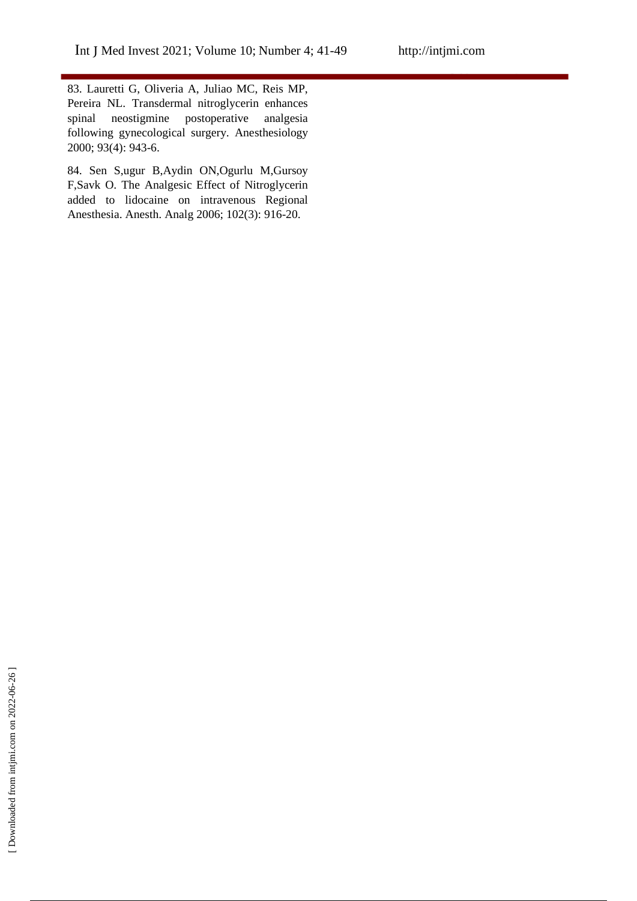83. Lauretti G, Oliveria A, Juliao MC, Reis MP, Pereira NL. Transdermal nitroglycerin enhances spinal neostigmine postoperative analgesia following gynecological surgery. Anesthesiology 2000; 93(4): 943-6.

84. Sen S,ugur B,Aydin ON,Ogurlu M,Gursoy F,Savk O. The Analgesic Effect of Nitroglycerin added to lidocaine on intravenous Regional Anesthesia. Anesth. Analg 2006; 102(3): 916-20.